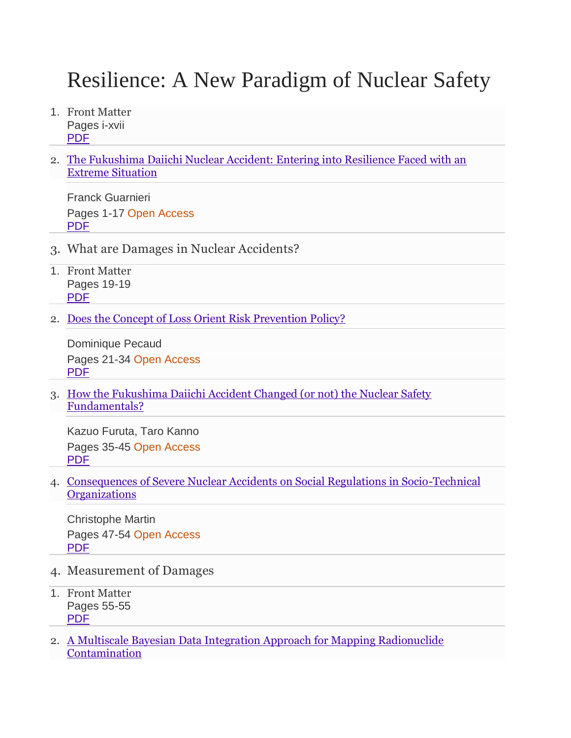# Resilience: A New Paradigm of Nuclear Safety

1. Front Matter
   Pages i-xvii
   PDF

2. The Fukushima Daiichi Nuclear Accident: Entering into Resilience Faced with an Extreme Situation

   Franck Guarnieri

   Pages 1-17 Open Access
   PDF

3. What are Damages in Nuclear Accidents?

   1. Front Matter
      Pages 19-19
      PDF

   2. Does the Concept of Loss Orient Risk Prevention Policy?

      Dominique Pecaud

      Pages 21-34 Open Access
      PDF

   3. How the Fukushima Daiichi Accident Changed (or not) the Nuclear Safety Fundamentals?

      Kazuo Furuta, Taro Kanno

      Pages 35-45 Open Access
      PDF

   4. Consequences of Severe Nuclear Accidents on Social Regulations in Socio-Technical Organizations

      Christophe Martin

      Pages 47-54 Open Access
      PDF

4. Measurement of Damages

   1. Front Matter
      Pages 55-55
      PDF

   2. A Multiscale Bayesian Data Integration Approach for Mapping Radionuclide Contamination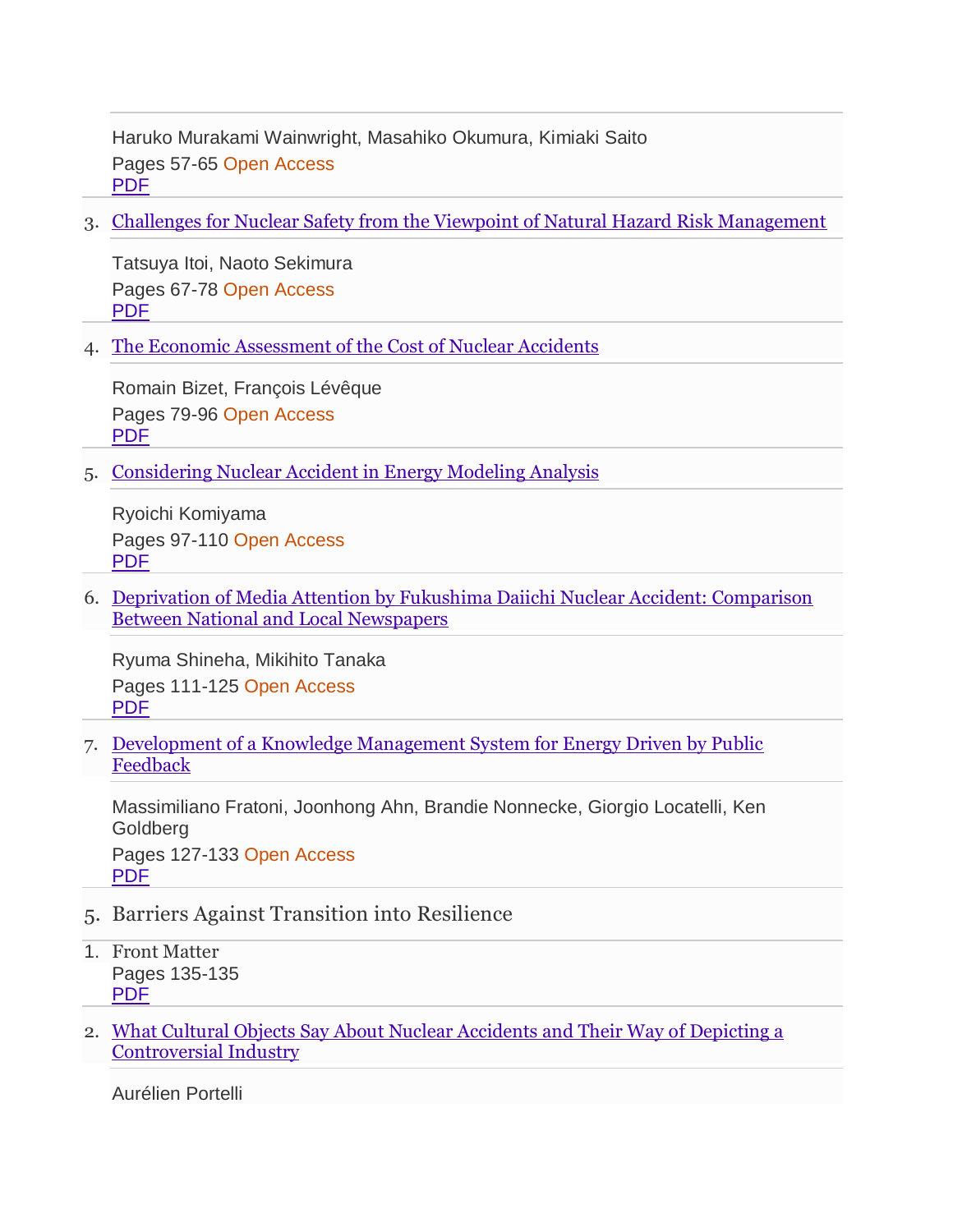Haruko Murakami Wainwright, Masahiko Okumura, Kimiaki Saito

Pages 57-65 Open Access

PDF

3. Challenges for Nuclear Safety from the Viewpoint of Natural Hazard Risk Management

Tatsuya Itoi, Naoto Sekimura

Pages 67-78 Open Access

PDF

4. The Economic Assessment of the Cost of Nuclear Accidents

Romain Bizet, François Lévêque

Pages 79-96 Open Access

PDF

5. Considering Nuclear Accident in Energy Modeling Analysis

Ryoichi Komiyama

Pages 97-110 Open Access

PDF

6. Deprivation of Media Attention by Fukushima Daiichi Nuclear Accident: Comparison Between National and Local Newspapers

Ryuma Shineha, Mikihito Tanaka

Pages 111-125 Open Access

PDF

7. Development of a Knowledge Management System for Energy Driven by Public Feedback

Massimiliano Fratoni, Joonhong Ahn, Brandie Nonnecke, Giorgio Locatelli, Ken Goldberg

Pages 127-133 Open Access

PDF

## 5. Barriers Against Transition into Resilience

1. Front Matter
   Pages 135-135
   PDF

2. What Cultural Objects Say About Nuclear Accidents and Their Way of Depicting a Controversial Industry

Aurélien Portelli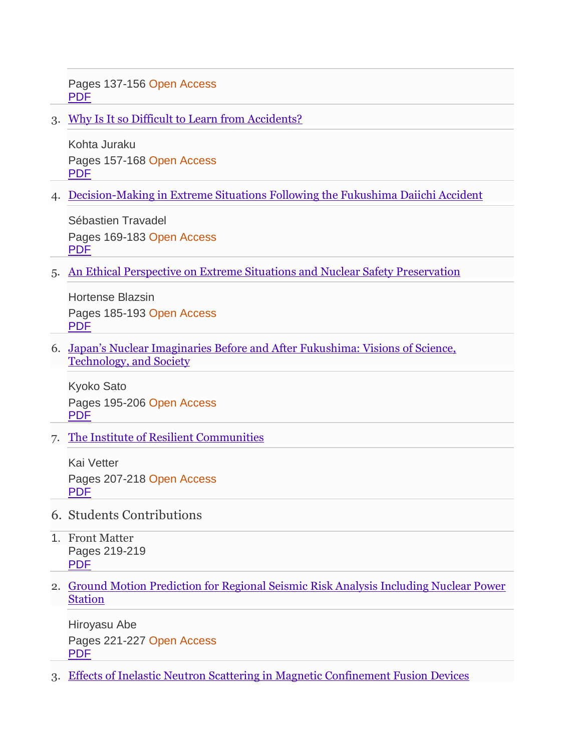Pages 137-156 Open Access
PDF

3. Why Is It so Difficult to Learn from Accidents?

   Kohta Juraku

   Pages 157-168 Open Access
   PDF

4. Decision-Making in Extreme Situations Following the Fukushima Daiichi Accident

   Sébastien Travadel

   Pages 169-183 Open Access
   PDF

5. An Ethical Perspective on Extreme Situations and Nuclear Safety Preservation

   Hortense Blazsin

   Pages 185-193 Open Access
   PDF

6. Japan's Nuclear Imaginaries Before and After Fukushima: Visions of Science, Technology, and Society

   Kyoko Sato

   Pages 195-206 Open Access
   PDF

7. The Institute of Resilient Communities

   Kai Vetter

   Pages 207-218 Open Access
   PDF

## 6. Students Contributions

1. Front Matter

   Pages 219-219
   PDF

2. Ground Motion Prediction for Regional Seismic Risk Analysis Including Nuclear Power Station

   Hiroyasu Abe

   Pages 221-227 Open Access
   PDF

3. Effects of Inelastic Neutron Scattering in Magnetic Confinement Fusion Devices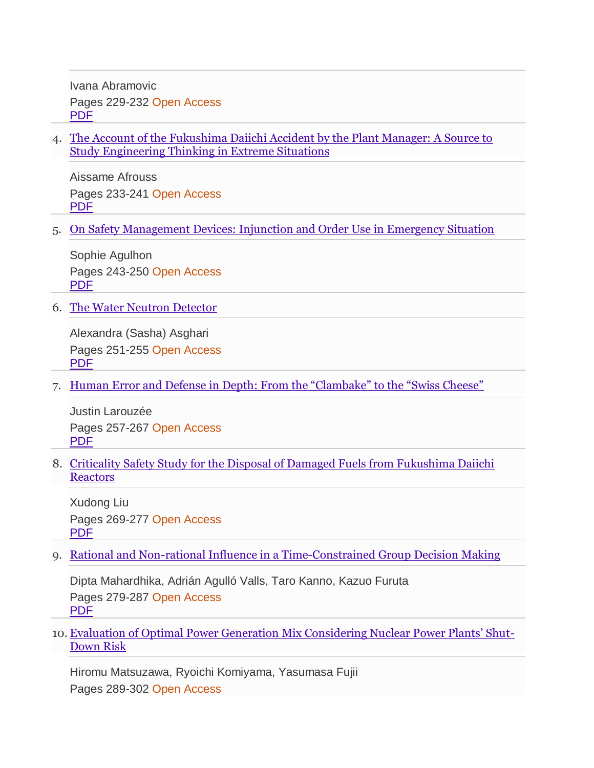Ivana Abramovic

Pages 229-232 Open Access

PDF

4. The Account of the Fukushima Daiichi Accident by the Plant Manager: A Source to Study Engineering Thinking in Extreme Situations

   Aissame Afrouss

   Pages 233-241 Open Access

   PDF

5. On Safety Management Devices: Injunction and Order Use in Emergency Situation

   Sophie Agulhon

   Pages 243-250 Open Access

   PDF

6. The Water Neutron Detector

   Alexandra (Sasha) Asghari

   Pages 251-255 Open Access

   PDF

7. Human Error and Defense in Depth: From the "Clambake" to the "Swiss Cheese"

   Justin Larouzée

   Pages 257-267 Open Access

   PDF

8. Criticality Safety Study for the Disposal of Damaged Fuels from Fukushima Daiichi Reactors

   Xudong Liu

   Pages 269-277 Open Access

   PDF

9. Rational and Non-rational Influence in a Time-Constrained Group Decision Making

   Dipta Mahardhika, Adrián Agulló Valls, Taro Kanno, Kazuo Furuta

   Pages 279-287 Open Access

   PDF

10. Evaluation of Optimal Power Generation Mix Considering Nuclear Power Plants' Shut-Down Risk

    Hiromu Matsuzawa, Ryoichi Komiyama, Yasumasa Fujii

    Pages 289-302 Open Access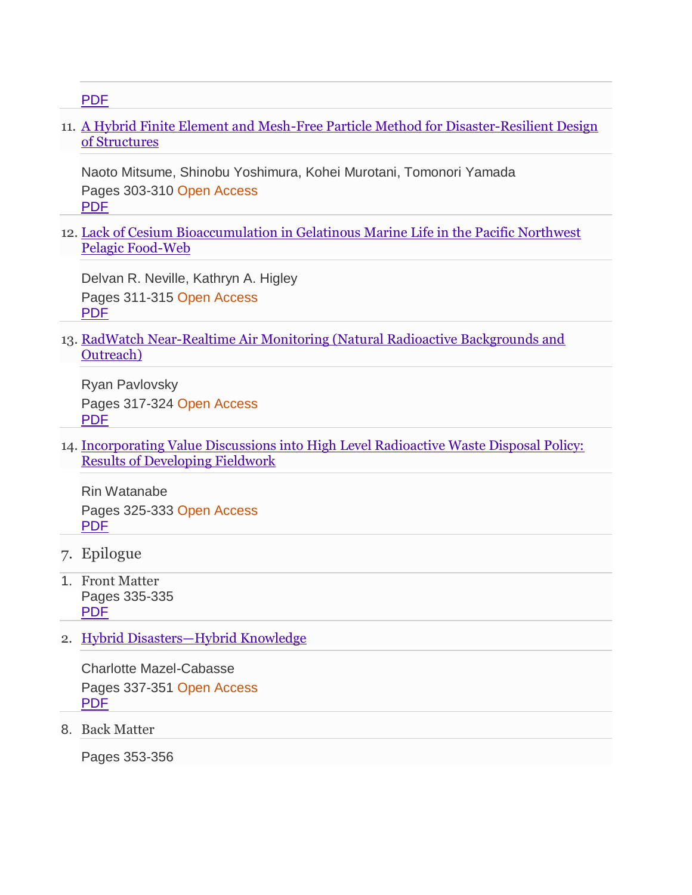PDF

11. [A Hybrid Finite Element and Mesh-Free Particle Method for Disaster-Resilient Design of Structures]

    Naoto Mitsume, Shinobu Yoshimura, Kohei Murotani, Tomonori Yamada
    Pages 303-310 Open Access
    PDF

12. [Lack of Cesium Bioaccumulation in Gelatinous Marine Life in the Pacific Northwest Pelagic Food-Web]

    Delvan R. Neville, Kathryn A. Higley
    Pages 311-315 Open Access
    PDF

13. [RadWatch Near-Realtime Air Monitoring (Natural Radioactive Backgrounds and Outreach)]

    Ryan Pavlovsky
    Pages 317-324 Open Access
    PDF

14. [Incorporating Value Discussions into High Level Radioactive Waste Disposal Policy: Results of Developing Fieldwork]

    Rin Watanabe
    Pages 325-333 Open Access
    PDF

7. Epilogue

1. Front Matter
   Pages 335-335
   PDF

2. [Hybrid Disasters—Hybrid Knowledge]

   Charlotte Mazel-Cabasse
   Pages 337-351 Open Access
   PDF

8. Back Matter

   Pages 353-356